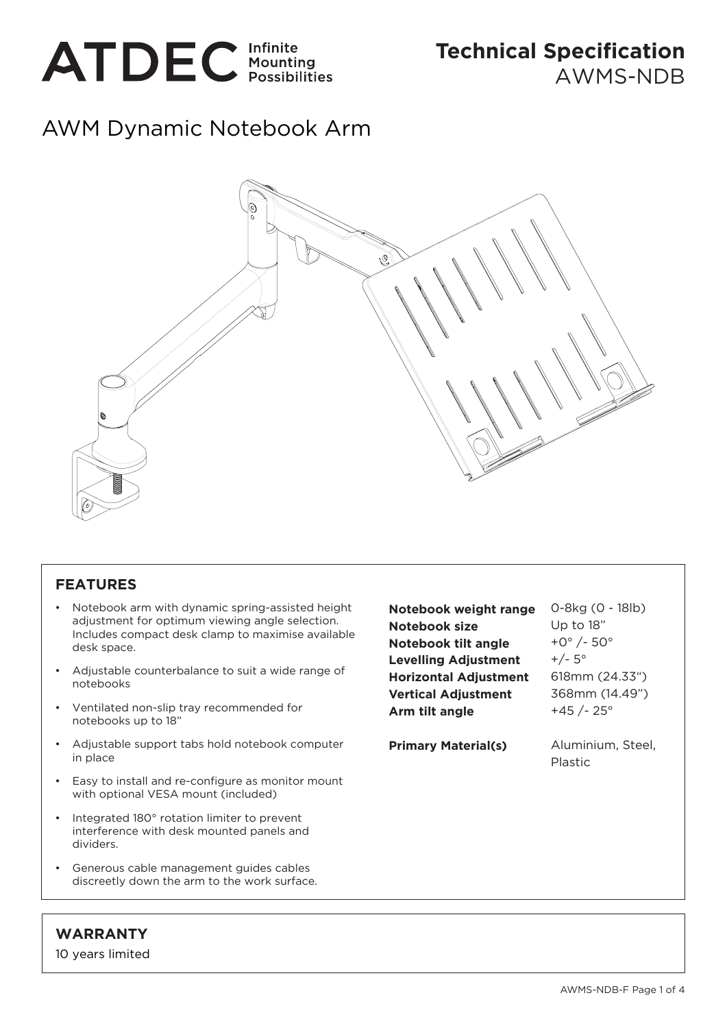ATDEC Infinite Mounting Possibilities

# Technical Specification

AWMS-NDB

## AWM Dynamic Notebook Arm

### FEATURES

- Notebook arm with dynamic spring-assisted height adjustment for optimum viewing angle selection. Includes compact desk clamp to maximise available desk space.
- Adjustable counterbalance to suit a wide range of notebooks
- Ventilated non-slip tray recommended for notebooks up to 18"
- Adjustable support tabs hold notebook computer in place
- Easy to install and re-configure as monitor mount with optional VESA mount (included)
- Integrated 180° rotation limiter to prevent interference with desk mounted panels and dividers.
- Generous cable management guides cables discreetly down the arm to the work surface.

| | |
|---|---|
| **Notebook weight range** | 0-8kg (0 - 18lb) |
| **Notebook size** | Up to 18" |
| **Notebook tilt angle** | +0° /- 50° |
| **Levelling Adjustment** | +/- 5° |
| **Horizontal Adjustment** | 618mm (24.33") |
| **Vertical Adjustment** | 368mm (14.49") |
| **Arm tilt angle** | +45 /- 25° |
| **Primary Material(s)** | Aluminium, Steel, Plastic |

### WARRANTY

10 years limited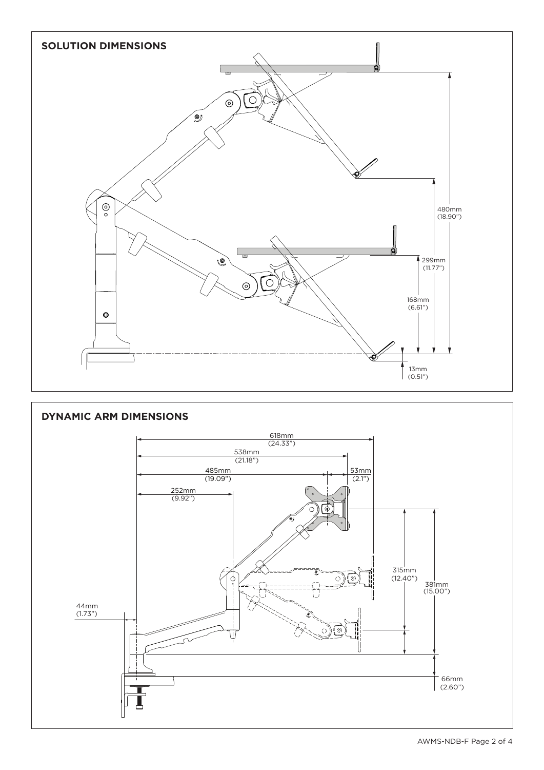## SOLUTION DIMENSIONS

480mm
(18.90")

299mm
(11.77")

168mm
(6.61")

13mm
(0.51")

## DYNAMIC ARM DIMENSIONS

618mm
(24.33")

538mm
(21.18")

485mm
(19.09")

53mm
(2.1")

252mm
(9.92")

315mm
(12.40")

381mm
(15.00")

44mm
(1.73")

66mm
(2.60")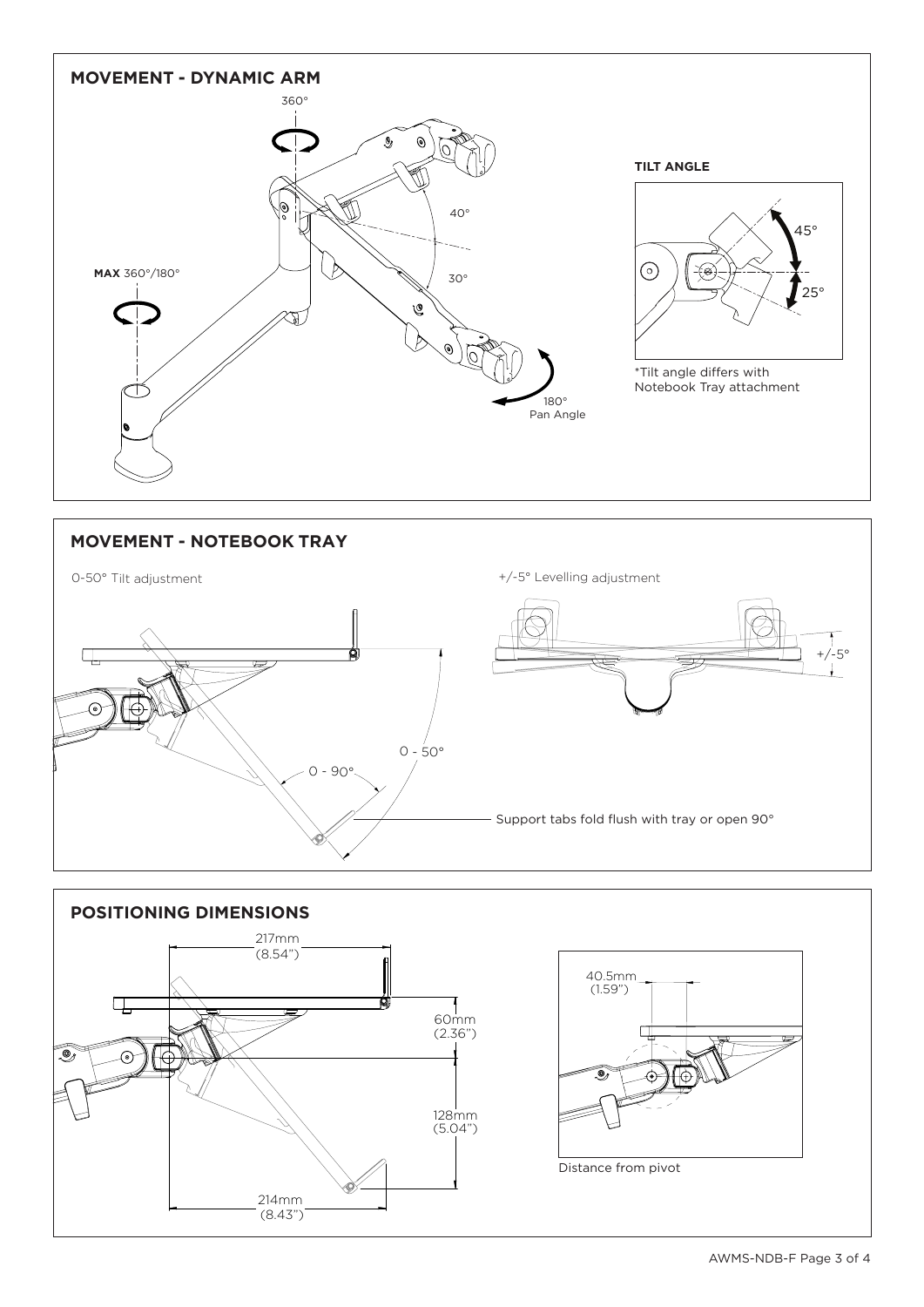## MOVEMENT - DYNAMIC ARM

360°

40°

30°

**MAX** 360°/180°

180°
Pan Angle

### TILT ANGLE

45°

25°

*Tilt angle differs with Notebook Tray attachment

## MOVEMENT - NOTEBOOK TRAY

0-50° Tilt adjustment

0 - 50°

0 - 90°

+/-5° Levelling adjustment

+/-5°

Support tabs fold flush with tray or open 90°

## POSITIONING DIMENSIONS

217mm
(8.54")

60mm
(2.36")

128mm
(5.04")

214mm
(8.43")

40.5mm
(1.59")

Distance from pivot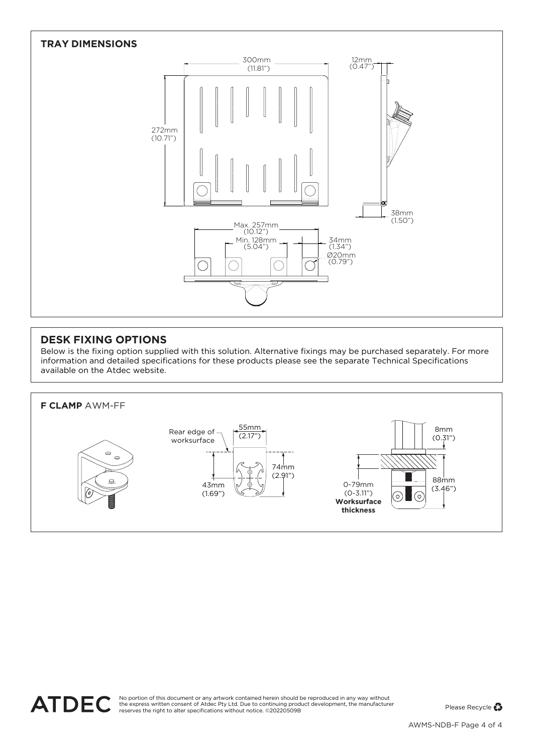## TRAY DIMENSIONS

300mm
(11.81")

12mm
(0.47")

272mm
(10.71")

38mm
(1.50")

Max. 257mm
(10.12")

Min. 128mm
(5.04")

34mm
(1.34")

Ø20mm
(0.79")

## DESK FIXING OPTIONS

Below is the fixing option supplied with this solution. Alternative fixings may be purchased separately. For more information and detailed specifications for these products please see the separate Technical Specifications available on the Atdec website.

### F CLAMP AWM-FF

Rear edge of worksurface

55mm
(2.17")

43mm
(1.69")

74mm
(2.91")

8mm
(0.31")

0-79mm
(0-3.11")
**Worksurface thickness**

88mm
(3.46")

No portion of this document or any artwork contained herein should be reproduced in any way without the express written consent of Atdec Pty Ltd. Due to continuing product development, the manufacturer reserves the right to alter specifications without notice. ©20220509B

Please Recycle